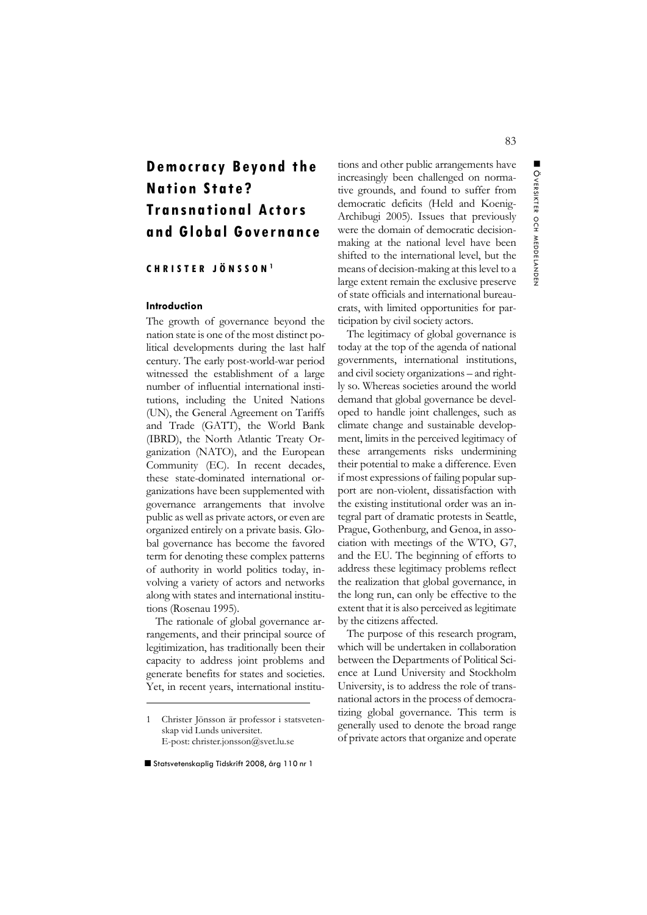# Democracy Beyond the Nation State? Transnational Actors and Global Governance

**CHRISTER JÖNSSON**[1]

## Introduction

The growth of governance beyond the nation state is one of the most distinct political developments during the last half century. The early post-world-war period witnessed the establishment of a large number of influential international institutions, including the United Nations (UN), the General Agreement on Tariffs and Trade (GATT), the World Bank (IBRD), the North Atlantic Treaty Organization (NATO), and the European Community (EC). In recent decades, these state-dominated international organizations have been supplemented with governance arrangements that involve public as well as private actors, or even are organized entirely on a private basis. Global governance has become the favored term for denoting these complex patterns of authority in world politics today, involving a variety of actors and networks along with states and international institutions (Rosenau 1995).

The rationale of global governance arrangements, and their principal source of legitimization, has traditionally been their capacity to address joint problems and generate benefits for states and societies. Yet, in recent years, international institutions and other public arrangements have increasingly been challenged on normative grounds, and found to suffer from democratic deficits (Held and Koenig-Archibugi 2005). Issues that previously were the domain of democratic decision-making at the national level have been shifted to the international level, but the means of decision-making at this level to a large extent remain the exclusive preserve of state officials and international bureaucrats, with limited opportunities for participation by civil society actors.

The legitimacy of global governance is today at the top of the agenda of national governments, international institutions, and civil society organizations – and rightly so. Whereas societies around the world demand that global governance be developed to handle joint challenges, such as climate change and sustainable development, limits in the perceived legitimacy of these arrangements risks undermining their potential to make a difference. Even if most expressions of failing popular support are non-violent, dissatisfaction with the existing institutional order was an integral part of dramatic protests in Seattle, Prague, Gothenburg, and Genoa, in association with meetings of the WTO, G7, and the EU. The beginning of efforts to address these legitimacy problems reflect the realization that global governance, in the long run, can only be effective to the extent that it is also perceived as legitimate by the citizens affected.

The purpose of this research program, which will be undertaken in collaboration between the Departments of Political Science at Lund University and Stockholm University, is to address the role of transnational actors in the process of democratizing global governance. This term is generally used to denote the broad range of private actors that organize and operate

---

1 Christer Jönsson är professor i statsvetenskap vid Lunds universitet.
E-post: christer.jonsson@svet.lu.se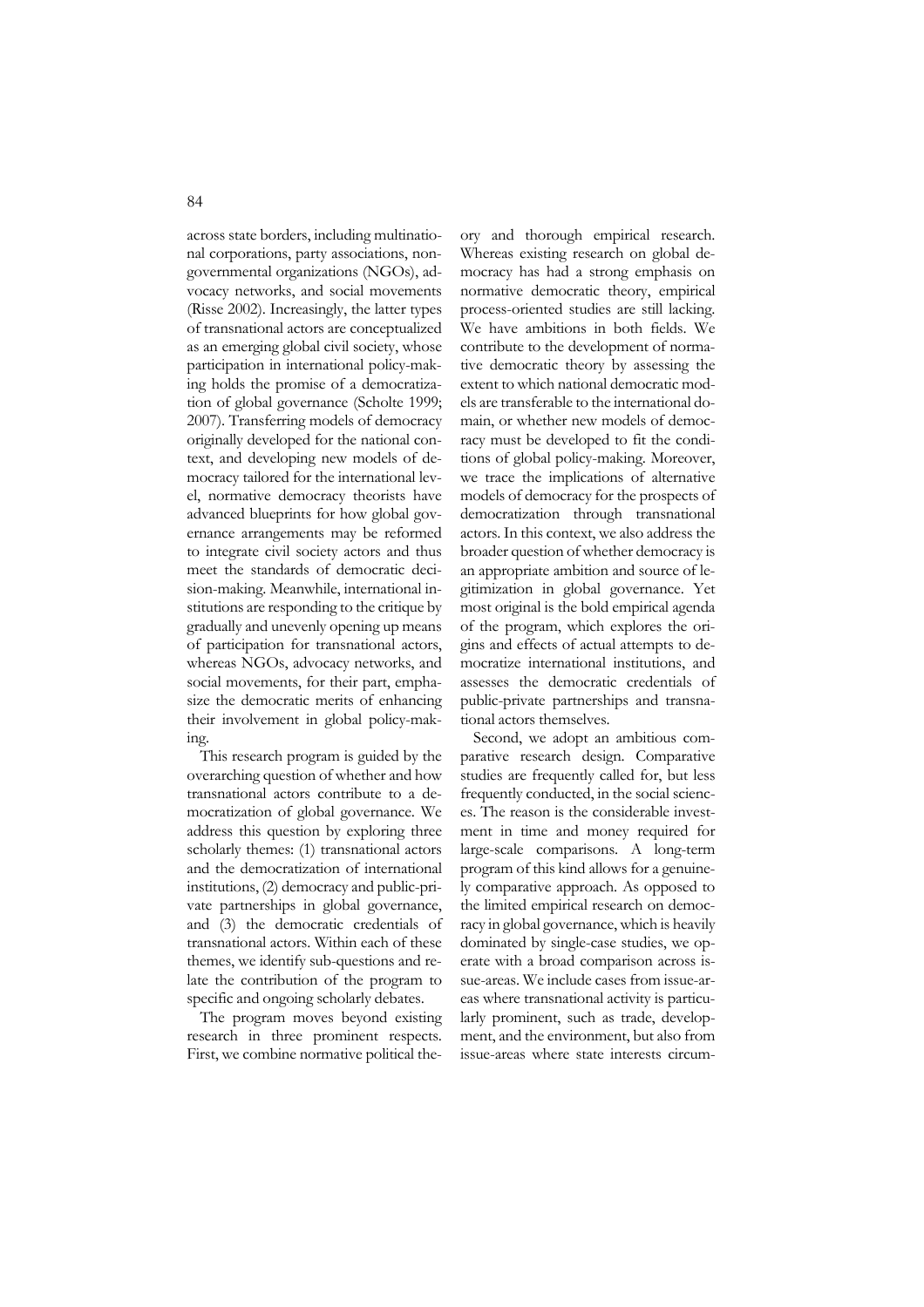across state borders, including multinational corporations, party associations, nongovernmental organizations (NGOs), advocacy networks, and social movements (Risse 2002). Increasingly, the latter types of transnational actors are conceptualized as an emerging global civil society, whose participation in international policy-making holds the promise of a democratization of global governance (Scholte 1999; 2007). Transferring models of democracy originally developed for the national context, and developing new models of democracy tailored for the international level, normative democracy theorists have advanced blueprints for how global governance arrangements may be reformed to integrate civil society actors and thus meet the standards of democratic decision-making. Meanwhile, international institutions are responding to the critique by gradually and unevenly opening up means of participation for transnational actors, whereas NGOs, advocacy networks, and social movements, for their part, emphasize the democratic merits of enhancing their involvement in global policy-making.

This research program is guided by the overarching question of whether and how transnational actors contribute to a democratization of global governance. We address this question by exploring three scholarly themes: (1) transnational actors and the democratization of international institutions, (2) democracy and public-private partnerships in global governance, and (3) the democratic credentials of transnational actors. Within each of these themes, we identify sub-questions and relate the contribution of the program to specific and ongoing scholarly debates.

The program moves beyond existing research in three prominent respects. First, we combine normative political theory and thorough empirical research. Whereas existing research on global democracy has had a strong emphasis on normative democratic theory, empirical process-oriented studies are still lacking. We have ambitions in both fields. We contribute to the development of normative democratic theory by assessing the extent to which national democratic models are transferable to the international domain, or whether new models of democracy must be developed to fit the conditions of global policy-making. Moreover, we trace the implications of alternative models of democracy for the prospects of democratization through transnational actors. In this context, we also address the broader question of whether democracy is an appropriate ambition and source of legitimization in global governance. Yet most original is the bold empirical agenda of the program, which explores the origins and effects of actual attempts to democratize international institutions, and assesses the democratic credentials of public-private partnerships and transnational actors themselves.

Second, we adopt an ambitious comparative research design. Comparative studies are frequently called for, but less frequently conducted, in the social sciences. The reason is the considerable investment in time and money required for large-scale comparisons. A long-term program of this kind allows for a genuinely comparative approach. As opposed to the limited empirical research on democracy in global governance, which is heavily dominated by single-case studies, we operate with a broad comparison across issue-areas. We include cases from issue-areas where transnational activity is particularly prominent, such as trade, development, and the environment, but also from issue-areas where state interests circum-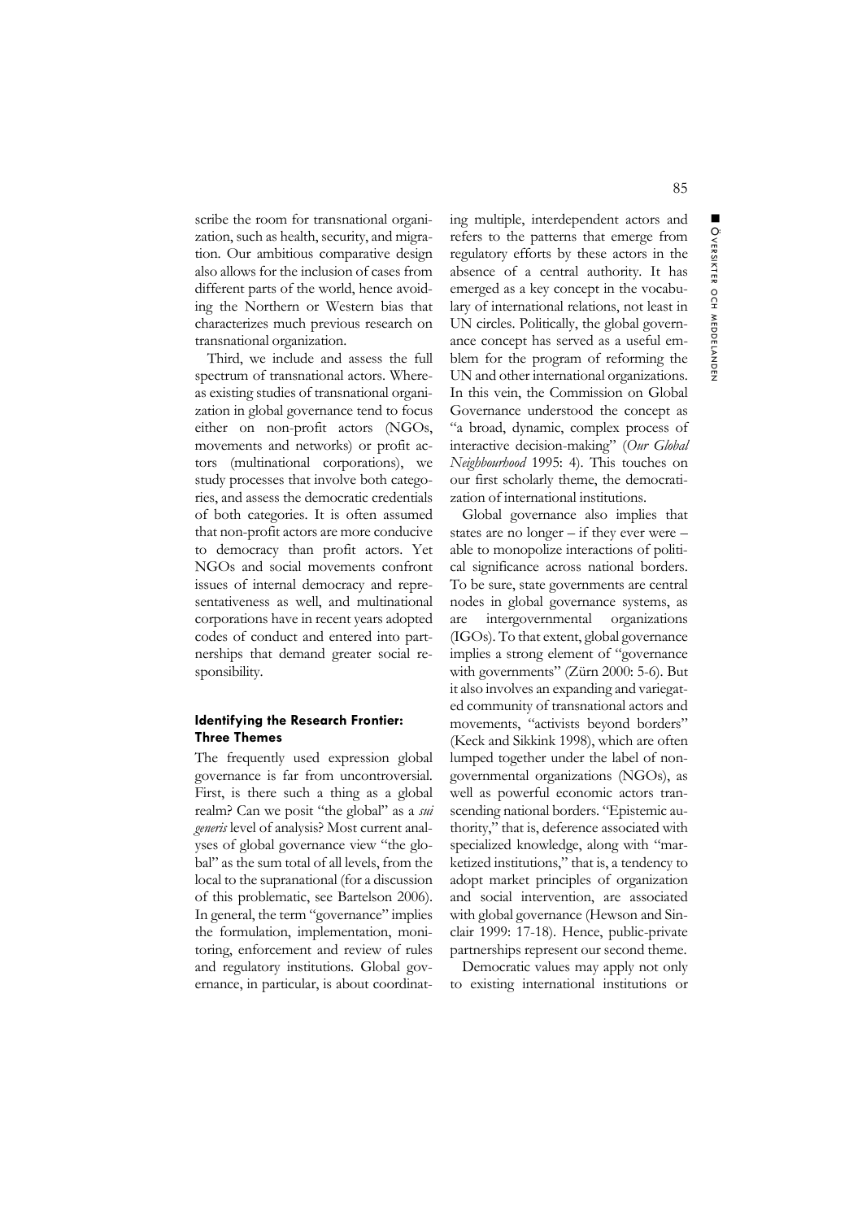scribe the room for transnational organization, such as health, security, and migration. Our ambitious comparative design also allows for the inclusion of cases from different parts of the world, hence avoiding the Northern or Western bias that characterizes much previous research on transnational organization.

Third, we include and assess the full spectrum of transnational actors. Whereas existing studies of transnational organization in global governance tend to focus either on non-profit actors (NGOs, movements and networks) or profit actors (multinational corporations), we study processes that involve both categories, and assess the democratic credentials of both categories. It is often assumed that non-profit actors are more conducive to democracy than profit actors. Yet NGOs and social movements confront issues of internal democracy and representativeness as well, and multinational corporations have in recent years adopted codes of conduct and entered into partnerships that demand greater social responsibility.

### Identifying the Research Frontier: Three Themes

The frequently used expression global governance is far from uncontroversial. First, is there such a thing as a global realm? Can we posit "the global" as a *sui generis* level of analysis? Most current analyses of global governance view "the global" as the sum total of all levels, from the local to the supranational (for a discussion of this problematic, see Bartelson 2006). In general, the term "governance" implies the formulation, implementation, monitoring, enforcement and review of rules and regulatory institutions. Global governance, in particular, is about coordinating multiple, interdependent actors and refers to the patterns that emerge from regulatory efforts by these actors in the absence of a central authority. It has emerged as a key concept in the vocabulary of international relations, not least in UN circles. Politically, the global governance concept has served as a useful emblem for the program of reforming the UN and other international organizations. In this vein, the Commission on Global Governance understood the concept as "a broad, dynamic, complex process of interactive decision-making" (*Our Global Neighbourhood* 1995: 4). This touches on our first scholarly theme, the democratization of international institutions.

Global governance also implies that states are no longer – if they ever were – able to monopolize interactions of political significance across national borders. To be sure, state governments are central nodes in global governance systems, as are intergovernmental organizations (IGOs). To that extent, global governance implies a strong element of "governance with governments" (Zürn 2000: 5-6). But it also involves an expanding and variegated community of transnational actors and movements, "activists beyond borders" (Keck and Sikkink 1998), which are often lumped together under the label of non-governmental organizations (NGOs), as well as powerful economic actors transcending national borders. "Epistemic authority," that is, deference associated with specialized knowledge, along with "marketized institutions," that is, a tendency to adopt market principles of organization and social intervention, are associated with global governance (Hewson and Sinclair 1999: 17-18). Hence, public-private partnerships represent our second theme.

Democratic values may apply not only to existing international institutions or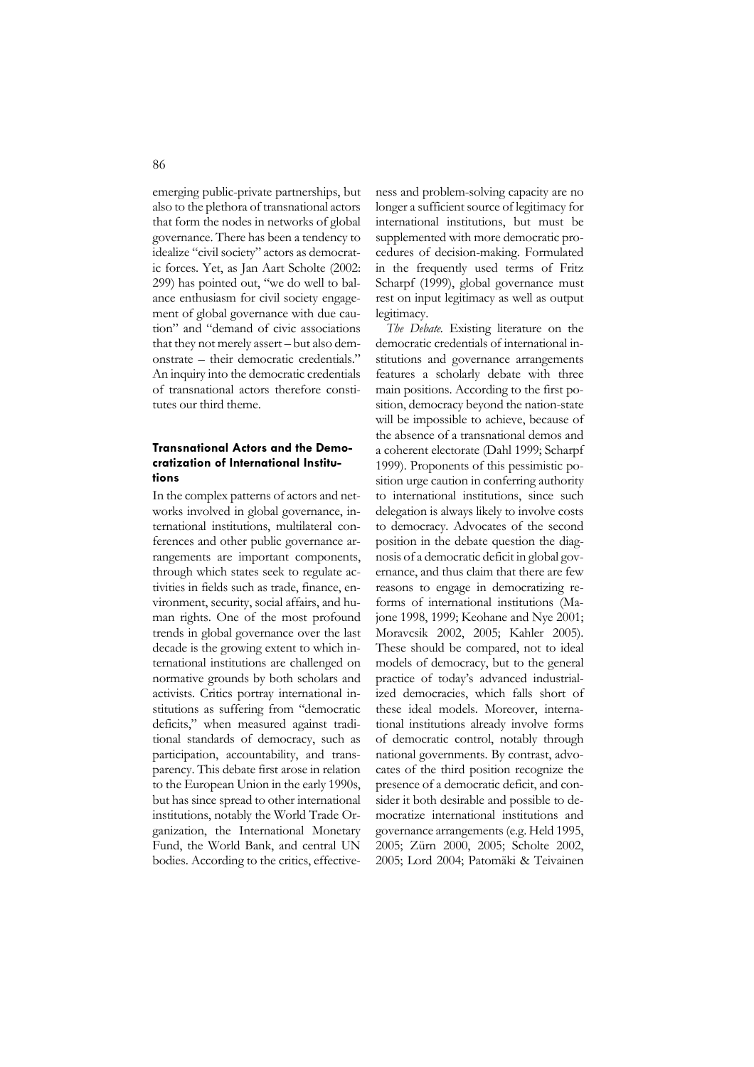emerging public-private partnerships, but also to the plethora of transnational actors that form the nodes in networks of global governance. There has been a tendency to idealize "civil society" actors as democratic forces. Yet, as Jan Aart Scholte (2002: 299) has pointed out, "we do well to balance enthusiasm for civil society engagement of global governance with due caution" and "demand of civic associations that they not merely assert – but also demonstrate – their democratic credentials." An inquiry into the democratic credentials of transnational actors therefore constitutes our third theme.

### Transnational Actors and the Democratization of International Institutions

In the complex patterns of actors and networks involved in global governance, international institutions, multilateral conferences and other public governance arrangements are important components, through which states seek to regulate activities in fields such as trade, finance, environment, security, social affairs, and human rights. One of the most profound trends in global governance over the last decade is the growing extent to which international institutions are challenged on normative grounds by both scholars and activists. Critics portray international institutions as suffering from "democratic deficits," when measured against traditional standards of democracy, such as participation, accountability, and transparency. This debate first arose in relation to the European Union in the early 1990s, but has since spread to other international institutions, notably the World Trade Organization, the International Monetary Fund, the World Bank, and central UN bodies. According to the critics, effectiveness and problem-solving capacity are no longer a sufficient source of legitimacy for international institutions, but must be supplemented with more democratic procedures of decision-making. Formulated in the frequently used terms of Fritz Scharpf (1999), global governance must rest on input legitimacy as well as output legitimacy.

*The Debate.* Existing literature on the democratic credentials of international institutions and governance arrangements features a scholarly debate with three main positions. According to the first position, democracy beyond the nation-state will be impossible to achieve, because of the absence of a transnational demos and a coherent electorate (Dahl 1999; Scharpf 1999). Proponents of this pessimistic position urge caution in conferring authority to international institutions, since such delegation is always likely to involve costs to democracy. Advocates of the second position in the debate question the diagnosis of a democratic deficit in global governance, and thus claim that there are few reasons to engage in democratizing reforms of international institutions (Majone 1998, 1999; Keohane and Nye 2001; Moravcsik 2002, 2005; Kahler 2005). These should be compared, not to ideal models of democracy, but to the general practice of today's advanced industrialized democracies, which falls short of these ideal models. Moreover, international institutions already involve forms of democratic control, notably through national governments. By contrast, advocates of the third position recognize the presence of a democratic deficit, and consider it both desirable and possible to democratize international institutions and governance arrangements (e.g. Held 1995, 2005; Zürn 2000, 2005; Scholte 2002, 2005; Lord 2004; Patomäki & Teivainen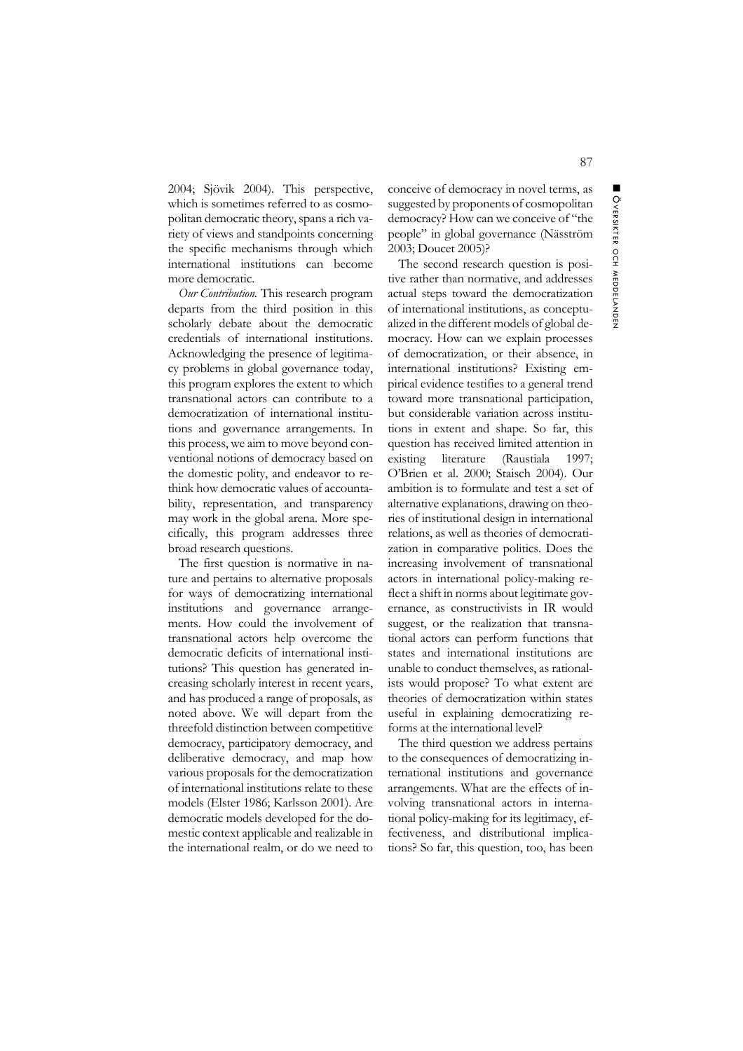2004; Sjövik 2004). This perspective, which is sometimes referred to as cosmopolitan democratic theory, spans a rich variety of views and standpoints concerning the specific mechanisms through which international institutions can become more democratic.

*Our Contribution.* This research program departs from the third position in this scholarly debate about the democratic credentials of international institutions. Acknowledging the presence of legitimacy problems in global governance today, this program explores the extent to which transnational actors can contribute to a democratization of international institutions and governance arrangements. In this process, we aim to move beyond conventional notions of democracy based on the domestic polity, and endeavor to rethink how democratic values of accountability, representation, and transparency may work in the global arena. More specifically, this program addresses three broad research questions.

The first question is normative in nature and pertains to alternative proposals for ways of democratizing international institutions and governance arrangements. How could the involvement of transnational actors help overcome the democratic deficits of international institutions? This question has generated increasing scholarly interest in recent years, and has produced a range of proposals, as noted above. We will depart from the threefold distinction between competitive democracy, participatory democracy, and deliberative democracy, and map how various proposals for the democratization of international institutions relate to these models (Elster 1986; Karlsson 2001). Are democratic models developed for the domestic context applicable and realizable in the international realm, or do we need to conceive of democracy in novel terms, as suggested by proponents of cosmopolitan democracy? How can we conceive of "the people" in global governance (Näsström 2003; Doucet 2005)?

The second research question is positive rather than normative, and addresses actual steps toward the democratization of international institutions, as conceptualized in the different models of global democracy. How can we explain processes of democratization, or their absence, in international institutions? Existing empirical evidence testifies to a general trend toward more transnational participation, but considerable variation across institutions in extent and shape. So far, this question has received limited attention in existing literature (Raustiala 1997; O'Brien et al. 2000; Staisch 2004). Our ambition is to formulate and test a set of alternative explanations, drawing on theories of institutional design in international relations, as well as theories of democratization in comparative politics. Does the increasing involvement of transnational actors in international policy-making reflect a shift in norms about legitimate governance, as constructivists in IR would suggest, or the realization that transnational actors can perform functions that states and international institutions are unable to conduct themselves, as rationalists would propose? To what extent are theories of democratization within states useful in explaining democratizing reforms at the international level?

The third question we address pertains to the consequences of democratizing international institutions and governance arrangements. What are the effects of involving transnational actors in international policy-making for its legitimacy, effectiveness, and distributional implications? So far, this question, too, has been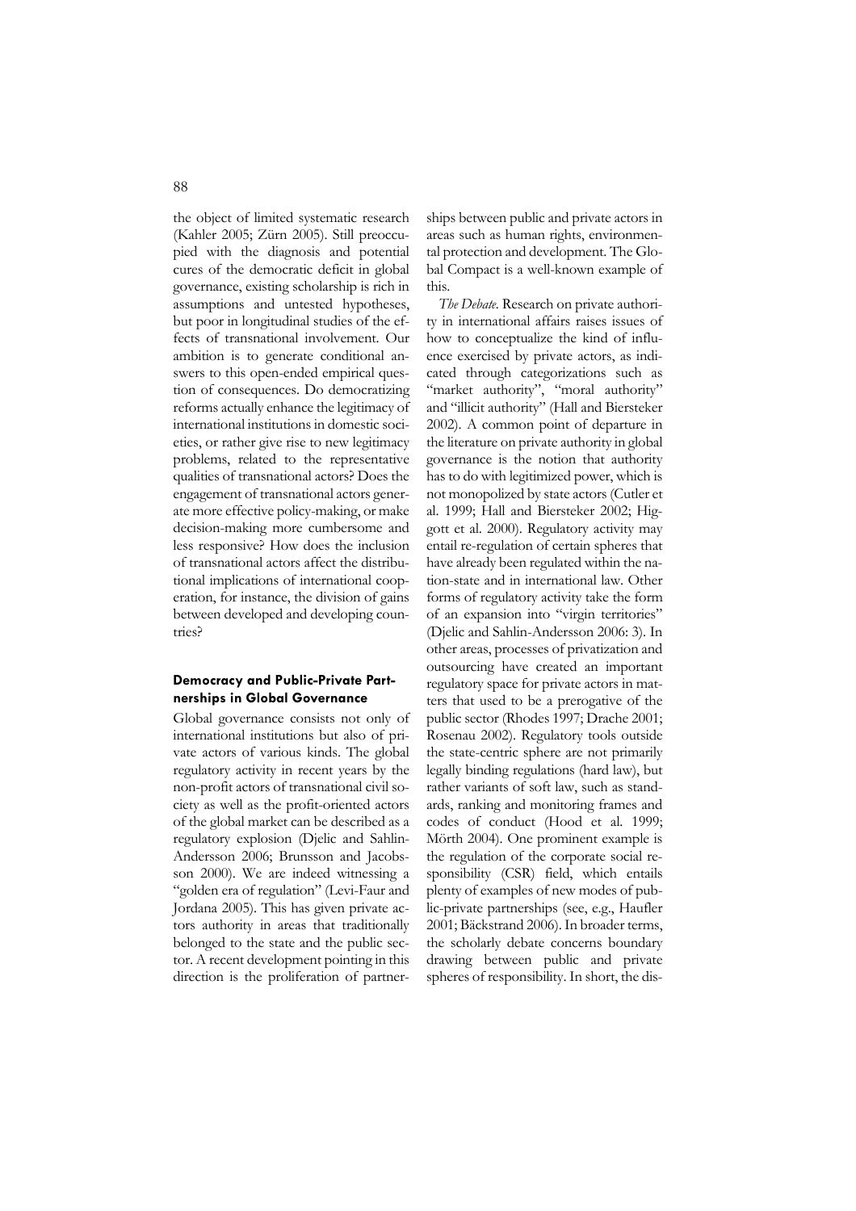the object of limited systematic research (Kahler 2005; Zürn 2005). Still preoccupied with the diagnosis and potential cures of the democratic deficit in global governance, existing scholarship is rich in assumptions and untested hypotheses, but poor in longitudinal studies of the effects of transnational involvement. Our ambition is to generate conditional answers to this open-ended empirical question of consequences. Do democratizing reforms actually enhance the legitimacy of international institutions in domestic societies, or rather give rise to new legitimacy problems, related to the representative qualities of transnational actors? Does the engagement of transnational actors generate more effective policy-making, or make decision-making more cumbersome and less responsive? How does the inclusion of transnational actors affect the distributional implications of international cooperation, for instance, the division of gains between developed and developing countries?

#### Democracy and Public-Private Partnerships in Global Governance

Global governance consists not only of international institutions but also of private actors of various kinds. The global regulatory activity in recent years by the non-profit actors of transnational civil society as well as the profit-oriented actors of the global market can be described as a regulatory explosion (Djelic and Sahlin-Andersson 2006; Brunsson and Jacobsson 2000). We are indeed witnessing a "golden era of regulation" (Levi-Faur and Jordana 2005). This has given private actors authority in areas that traditionally belonged to the state and the public sector. A recent development pointing in this direction is the proliferation of partnerships between public and private actors in areas such as human rights, environmental protection and development. The Global Compact is a well-known example of this.

*The Debate.* Research on private authority in international affairs raises issues of how to conceptualize the kind of influence exercised by private actors, as indicated through categorizations such as "market authority", "moral authority" and "illicit authority" (Hall and Biersteker 2002). A common point of departure in the literature on private authority in global governance is the notion that authority has to do with legitimized power, which is not monopolized by state actors (Cutler et al. 1999; Hall and Biersteker 2002; Higgott et al. 2000). Regulatory activity may entail re-regulation of certain spheres that have already been regulated within the nation-state and in international law. Other forms of regulatory activity take the form of an expansion into "virgin territories" (Djelic and Sahlin-Andersson 2006: 3). In other areas, processes of privatization and outsourcing have created an important regulatory space for private actors in matters that used to be a prerogative of the public sector (Rhodes 1997; Drache 2001; Rosenau 2002). Regulatory tools outside the state-centric sphere are not primarily legally binding regulations (hard law), but rather variants of soft law, such as standards, ranking and monitoring frames and codes of conduct (Hood et al. 1999; Mörth 2004). One prominent example is the regulation of the corporate social responsibility (CSR) field, which entails plenty of examples of new modes of public-private partnerships (see, e.g., Haufler 2001; Bäckstrand 2006). In broader terms, the scholarly debate concerns boundary drawing between public and private spheres of responsibility. In short, the dis-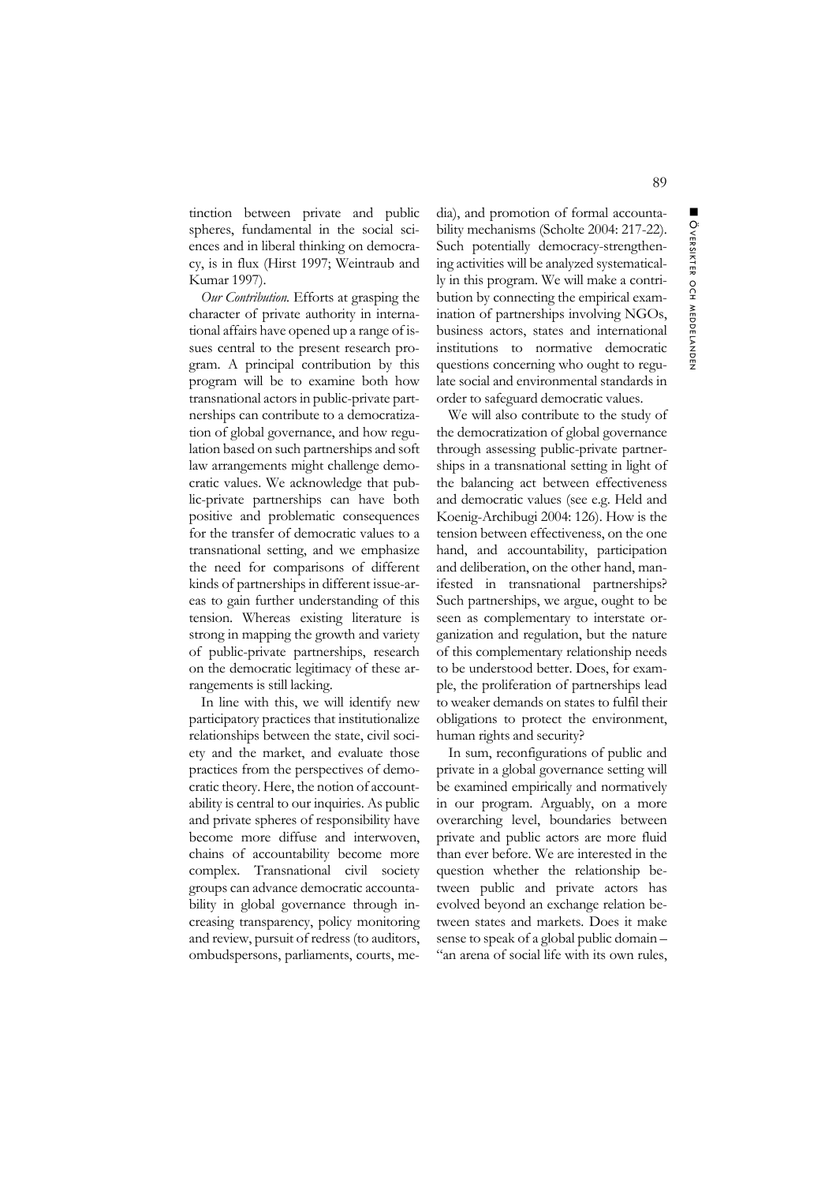tinction between private and public spheres, fundamental in the social sciences and in liberal thinking on democracy, is in flux (Hirst 1997; Weintraub and Kumar 1997).

*Our Contribution.* Efforts at grasping the character of private authority in international affairs have opened up a range of issues central to the present research program. A principal contribution by this program will be to examine both how transnational actors in public-private partnerships can contribute to a democratization of global governance, and how regulation based on such partnerships and soft law arrangements might challenge democratic values. We acknowledge that public-private partnerships can have both positive and problematic consequences for the transfer of democratic values to a transnational setting, and we emphasize the need for comparisons of different kinds of partnerships in different issue-areas to gain further understanding of this tension. Whereas existing literature is strong in mapping the growth and variety of public-private partnerships, research on the democratic legitimacy of these arrangements is still lacking.

In line with this, we will identify new participatory practices that institutionalize relationships between the state, civil society and the market, and evaluate those practices from the perspectives of democratic theory. Here, the notion of accountability is central to our inquiries. As public and private spheres of responsibility have become more diffuse and interwoven, chains of accountability become more complex. Transnational civil society groups can advance democratic accountability in global governance through increasing transparency, policy monitoring and review, pursuit of redress (to auditors, ombudspersons, parliaments, courts, media), and promotion of formal accountability mechanisms (Scholte 2004: 217-22). Such potentially democracy-strengthening activities will be analyzed systematically in this program. We will make a contribution by connecting the empirical examination of partnerships involving NGOs, business actors, states and international institutions to normative democratic questions concerning who ought to regulate social and environmental standards in order to safeguard democratic values.

We will also contribute to the study of the democratization of global governance through assessing public-private partnerships in a transnational setting in light of the balancing act between effectiveness and democratic values (see e.g. Held and Koenig-Archibugi 2004: 126). How is the tension between effectiveness, on the one hand, and accountability, participation and deliberation, on the other hand, manifested in transnational partnerships? Such partnerships, we argue, ought to be seen as complementary to interstate organization and regulation, but the nature of this complementary relationship needs to be understood better. Does, for example, the proliferation of partnerships lead to weaker demands on states to fulfil their obligations to protect the environment, human rights and security?

In sum, reconfigurations of public and private in a global governance setting will be examined empirically and normatively in our program. Arguably, on a more overarching level, boundaries between private and public actors are more fluid than ever before. We are interested in the question whether the relationship between public and private actors has evolved beyond an exchange relation between states and markets. Does it make sense to speak of a global public domain – "an arena of social life with its own rules,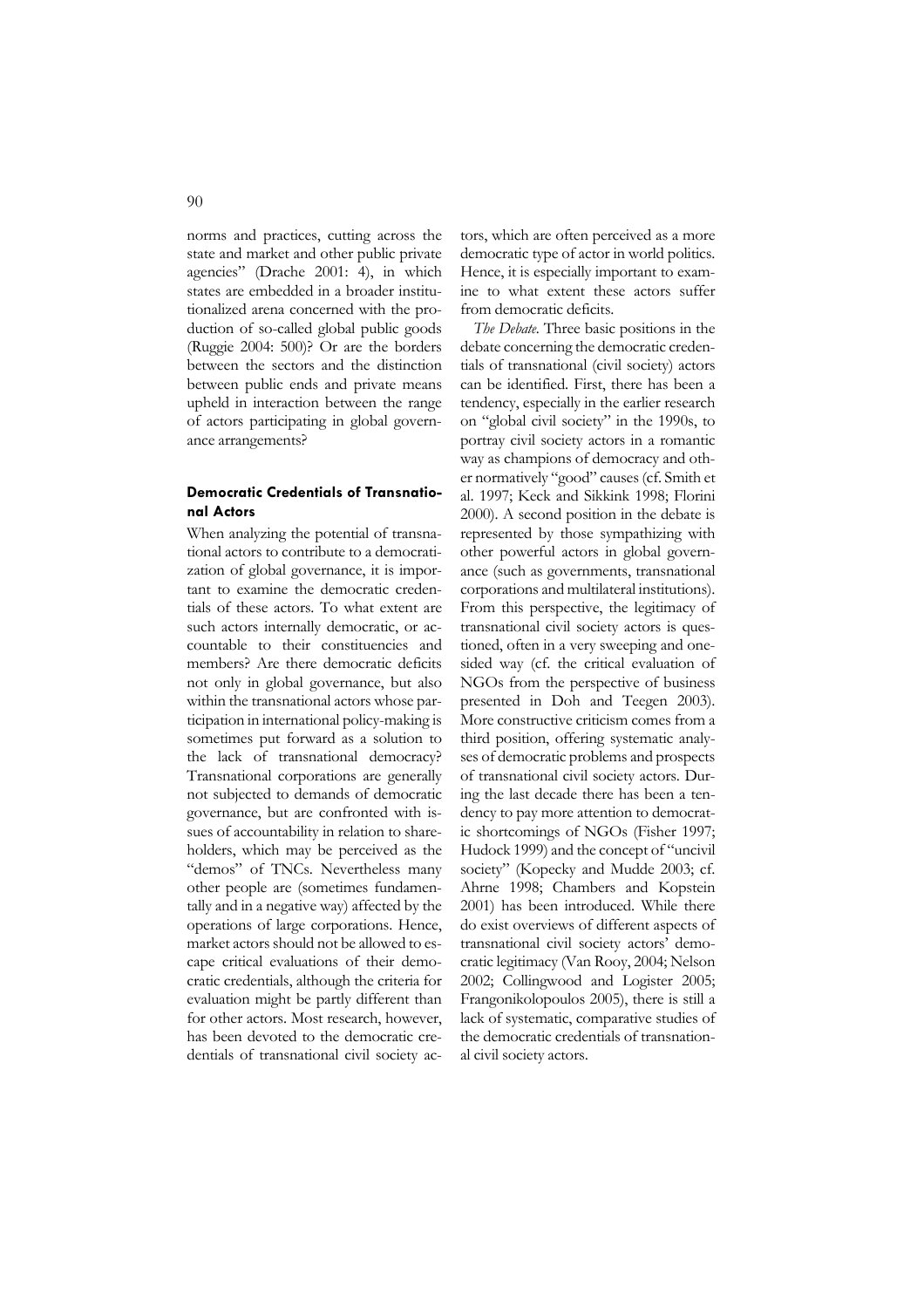norms and practices, cutting across the state and market and other public private agencies" (Drache 2001: 4), in which states are embedded in a broader institutionalized arena concerned with the production of so-called global public goods (Ruggie 2004: 500)? Or are the borders between the sectors and the distinction between public ends and private means upheld in interaction between the range of actors participating in global governance arrangements?

### Democratic Credentials of Transnational Actors

When analyzing the potential of transnational actors to contribute to a democratization of global governance, it is important to examine the democratic credentials of these actors. To what extent are such actors internally democratic, or accountable to their constituencies and members? Are there democratic deficits not only in global governance, but also within the transnational actors whose participation in international policy-making is sometimes put forward as a solution to the lack of transnational democracy? Transnational corporations are generally not subjected to demands of democratic governance, but are confronted with issues of accountability in relation to shareholders, which may be perceived as the "demos" of TNCs. Nevertheless many other people are (sometimes fundamentally and in a negative way) affected by the operations of large corporations. Hence, market actors should not be allowed to escape critical evaluations of their democratic credentials, although the criteria for evaluation might be partly different than for other actors. Most research, however, has been devoted to the democratic credentials of transnational civil society actors, which are often perceived as a more democratic type of actor in world politics. Hence, it is especially important to examine to what extent these actors suffer from democratic deficits.

*The Debate*. Three basic positions in the debate concerning the democratic credentials of transnational (civil society) actors can be identified. First, there has been a tendency, especially in the earlier research on "global civil society" in the 1990s, to portray civil society actors in a romantic way as champions of democracy and other normatively "good" causes (cf. Smith et al. 1997; Keck and Sikkink 1998; Florini 2000). A second position in the debate is represented by those sympathizing with other powerful actors in global governance (such as governments, transnational corporations and multilateral institutions). From this perspective, the legitimacy of transnational civil society actors is questioned, often in a very sweeping and one-sided way (cf. the critical evaluation of NGOs from the perspective of business presented in Doh and Teegen 2003). More constructive criticism comes from a third position, offering systematic analyses of democratic problems and prospects of transnational civil society actors. During the last decade there has been a tendency to pay more attention to democratic shortcomings of NGOs (Fisher 1997; Hudock 1999) and the concept of "uncivil society" (Kopecky and Mudde 2003; cf. Ahrne 1998; Chambers and Kopstein 2001) has been introduced. While there do exist overviews of different aspects of transnational civil society actors' democratic legitimacy (Van Rooy, 2004; Nelson 2002; Collingwood and Logister 2005; Frangonikolopoulos 2005), there is still a lack of systematic, comparative studies of the democratic credentials of transnational civil society actors.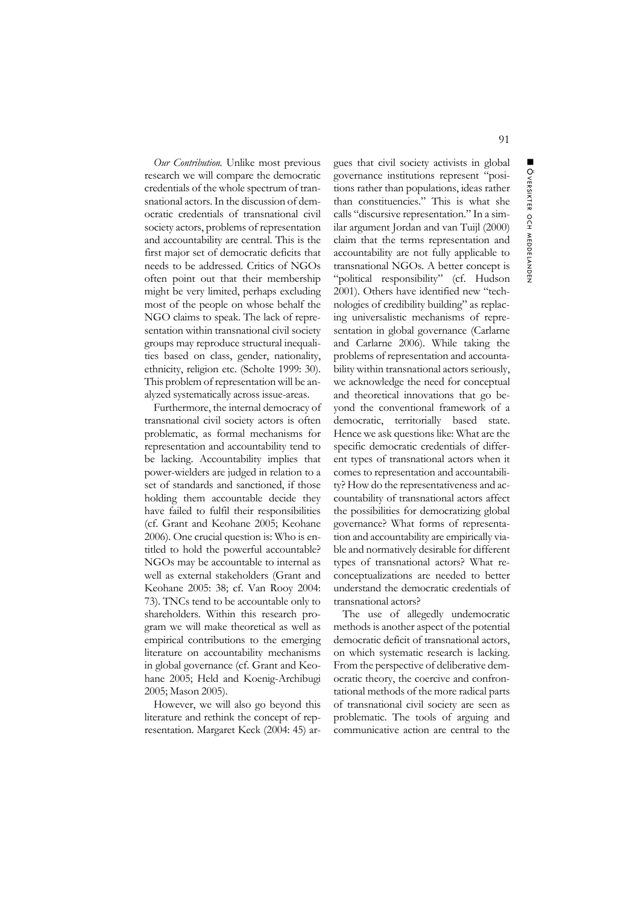*Our Contribution.* Unlike most previous research we will compare the democratic credentials of the whole spectrum of transnational actors. In the discussion of democratic credentials of transnational civil society actors, problems of representation and accountability are central. This is the first major set of democratic deficits that needs to be addressed. Critics of NGOs often point out that their membership might be very limited, perhaps excluding most of the people on whose behalf the NGO claims to speak. The lack of representation within transnational civil society groups may reproduce structural inequalities based on class, gender, nationality, ethnicity, religion etc. (Scholte 1999: 30). This problem of representation will be analyzed systematically across issue-areas.

Furthermore, the internal democracy of transnational civil society actors is often problematic, as formal mechanisms for representation and accountability tend to be lacking. Accountability implies that power-wielders are judged in relation to a set of standards and sanctioned, if those holding them accountable decide they have failed to fulfil their responsibilities (cf. Grant and Keohane 2005; Keohane 2006). One crucial question is: Who is entitled to hold the powerful accountable? NGOs may be accountable to internal as well as external stakeholders (Grant and Keohane 2005: 38; cf. Van Rooy 2004: 73). TNCs tend to be accountable only to shareholders. Within this research program we will make theoretical as well as empirical contributions to the emerging literature on accountability mechanisms in global governance (cf. Grant and Keohane 2005; Held and Koenig-Archibugi 2005; Mason 2005).

However, we will also go beyond this literature and rethink the concept of representation. Margaret Keck (2004: 45) argues that civil society activists in global governance institutions represent "positions rather than populations, ideas rather than constituencies." This is what she calls "discursive representation." In a similar argument Jordan and van Tuijl (2000) claim that the terms representation and accountability are not fully applicable to transnational NGOs. A better concept is "political responsibility" (cf. Hudson 2001). Others have identified new "technologies of credibility building" as replacing universalistic mechanisms of representation in global governance (Carlarne and Carlarne 2006). While taking the problems of representation and accountability within transnational actors seriously, we acknowledge the need for conceptual and theoretical innovations that go beyond the conventional framework of a democratic, territorially based state. Hence we ask questions like: What are the specific democratic credentials of different types of transnational actors when it comes to representation and accountability? How do the representativeness and accountability of transnational actors affect the possibilities for democratizing global governance? What forms of representation and accountability are empirically viable and normatively desirable for different types of transnational actors? What reconceptualizations are needed to better understand the democratic credentials of transnational actors?

The use of allegedly undemocratic methods is another aspect of the potential democratic deficit of transnational actors, on which systematic research is lacking. From the perspective of deliberative democratic theory, the coercive and confrontational methods of the more radical parts of transnational civil society are seen as problematic. The tools of arguing and communicative action are central to the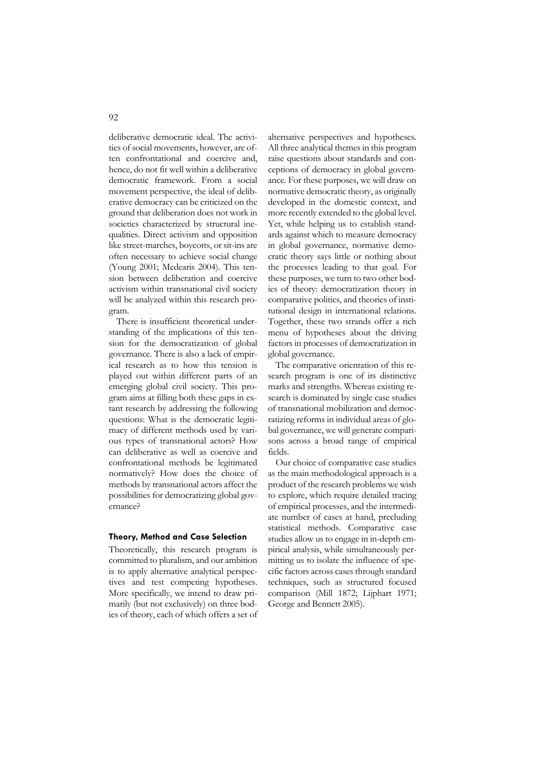deliberative democratic ideal. The activities of social movements, however, are often confrontational and coercive and, hence, do not fit well within a deliberative democratic framework. From a social movement perspective, the ideal of deliberative democracy can be criticized on the ground that deliberation does not work in societies characterized by structural inequalities. Direct activism and opposition like street-marches, boycotts, or sit-ins are often necessary to achieve social change (Young 2001; Medearis 2004). This tension between deliberation and coercive activism within transnational civil society will be analyzed within this research program.

There is insufficient theoretical understanding of the implications of this tension for the democratization of global governance. There is also a lack of empirical research as to how this tension is played out within different parts of an emerging global civil society. This program aims at filling both these gaps in extant research by addressing the following questions: What is the democratic legitimacy of different methods used by various types of transnational actors? How can deliberative as well as coercive and confrontational methods be legitimated normatively? How does the choice of methods by transnational actors affect the possibilities for democratizing global governance?

#### Theory, Method and Case Selection

Theoretically, this research program is committed to pluralism, and our ambition is to apply alternative analytical perspectives and test competing hypotheses. More specifically, we intend to draw primarily (but not exclusively) on three bodies of theory, each of which offers a set of alternative perspectives and hypotheses. All three analytical themes in this program raise questions about standards and conceptions of democracy in global governance. For these purposes, we will draw on normative democratic theory, as originally developed in the domestic context, and more recently extended to the global level. Yet, while helping us to establish standards against which to measure democracy in global governance, normative democratic theory says little or nothing about the processes leading to that goal. For these purposes, we turn to two other bodies of theory: democratization theory in comparative politics, and theories of institutional design in international relations. Together, these two strands offer a rich menu of hypotheses about the driving factors in processes of democratization in global governance.

The comparative orientation of this research program is one of its distinctive marks and strengths. Whereas existing research is dominated by single case studies of transnational mobilization and democratizing reforms in individual areas of global governance, we will generate comparisons across a broad range of empirical fields.

Our choice of comparative case studies as the main methodological approach is a product of the research problems we wish to explore, which require detailed tracing of empirical processes, and the intermediate number of cases at hand, precluding statistical methods. Comparative case studies allow us to engage in in-depth empirical analysis, while simultaneously permitting us to isolate the influence of specific factors across cases through standard techniques, such as structured focused comparison (Mill 1872; Lijphart 1971; George and Bennett 2005).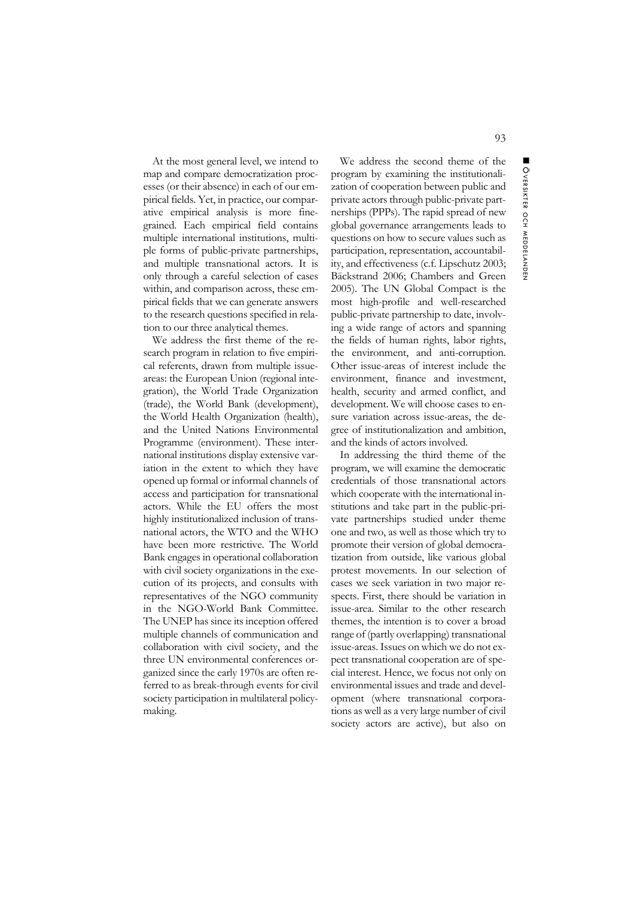At the most general level, we intend to map and compare democratization processes (or their absence) in each of our empirical fields. Yet, in practice, our comparative empirical analysis is more fine-grained. Each empirical field contains multiple international institutions, multiple forms of public-private partnerships, and multiple transnational actors. It is only through a careful selection of cases within, and comparison across, these empirical fields that we can generate answers to the research questions specified in relation to our three analytical themes.

We address the first theme of the research program in relation to five empirical referents, drawn from multiple issue-areas: the European Union (regional integration), the World Trade Organization (trade), the World Bank (development), the World Health Organization (health), and the United Nations Environmental Programme (environment). These international institutions display extensive variation in the extent to which they have opened up formal or informal channels of access and participation for transnational actors. While the EU offers the most highly institutionalized inclusion of transnational actors, the WTO and the WHO have been more restrictive. The World Bank engages in operational collaboration with civil society organizations in the execution of its projects, and consults with representatives of the NGO community in the NGO-World Bank Committee. The UNEP has since its inception offered multiple channels of communication and collaboration with civil society, and the three UN environmental conferences organized since the early 1970s are often referred to as break-through events for civil society participation in multilateral policy-making.

We address the second theme of the program by examining the institutionalization of cooperation between public and private actors through public-private partnerships (PPPs). The rapid spread of new global governance arrangements leads to questions on how to secure values such as participation, representation, accountability, and effectiveness (c.f. Lipschutz 2003; Bäckstrand 2006; Chambers and Green 2005). The UN Global Compact is the most high-profile and well-researched public-private partnership to date, involving a wide range of actors and spanning the fields of human rights, labor rights, the environment, and anti-corruption. Other issue-areas of interest include the environment, finance and investment, health, security and armed conflict, and development. We will choose cases to ensure variation across issue-areas, the degree of institutionalization and ambition, and the kinds of actors involved.

In addressing the third theme of the program, we will examine the democratic credentials of those transnational actors which cooperate with the international institutions and take part in the public-private partnerships studied under theme one and two, as well as those which try to promote their version of global democratization from outside, like various global protest movements. In our selection of cases we seek variation in two major respects. First, there should be variation in issue-area. Similar to the other research themes, the intention is to cover a broad range of (partly overlapping) transnational issue-areas. Issues on which we do not expect transnational cooperation are of special interest. Hence, we focus not only on environmental issues and trade and development (where transnational corporations as well as a very large number of civil society actors are active), but also on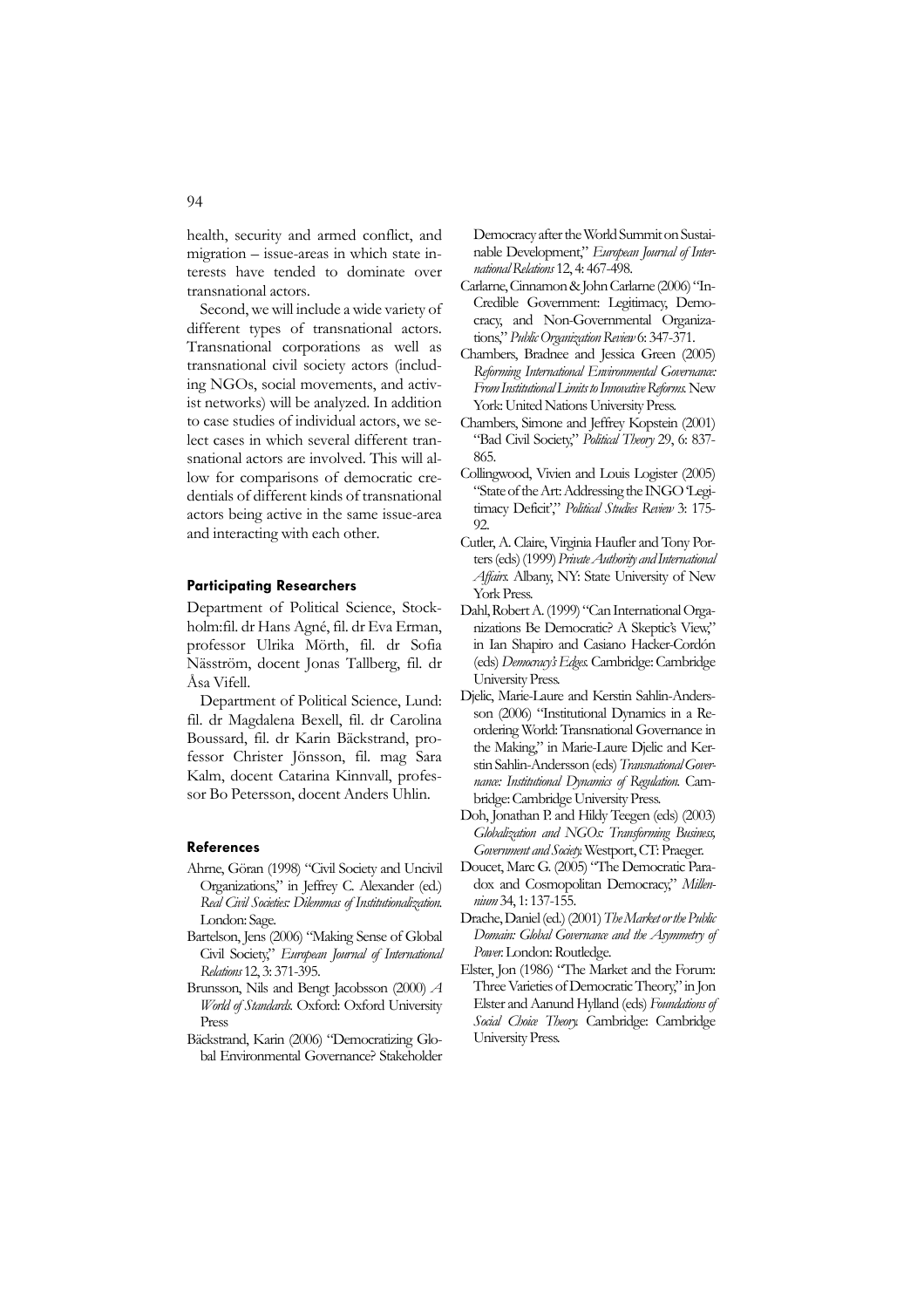health, security and armed conflict, and migration – issue-areas in which state interests have tended to dominate over transnational actors.

Second, we will include a wide variety of different types of transnational actors. Transnational corporations as well as transnational civil society actors (including NGOs, social movements, and activist networks) will be analyzed. In addition to case studies of individual actors, we select cases in which several different transnational actors are involved. This will allow for comparisons of democratic credentials of different kinds of transnational actors being active in the same issue-area and interacting with each other.

#### Participating Researchers

Department of Political Science, Stockholm:fil. dr Hans Agné, fil. dr Eva Erman, professor Ulrika Mörth, fil. dr Sofia Näsström, docent Jonas Tallberg, fil. dr Åsa Vifell.

Department of Political Science, Lund: fil. dr Magdalena Bexell, fil. dr Carolina Boussard, fil. dr Karin Bäckstrand, professor Christer Jönsson, fil. mag Sara Kalm, docent Catarina Kinnvall, professor Bo Petersson, docent Anders Uhlin.

#### References

- Ahrne, Göran (1998) "Civil Society and Uncivil Organizations," in Jeffrey C. Alexander (ed.) *Real Civil Societies: Dilemmas of Institutionalization.* London: Sage.
- Bartelson, Jens (2006) "Making Sense of Global Civil Society," *European Journal of International Relations* 12, 3: 371-395.
- Brunsson, Nils and Bengt Jacobsson (2000) *A World of Standards.* Oxford: Oxford University Press
- Bäckstrand, Karin (2006) "Democratizing Global Environmental Governance? Stakeholder Democracy after the World Summit on Sustainable Development," *European Journal of International Relations* 12, 4: 467-498.
- Carlarne, Cinnamon & John Carlarne (2006) "In-Credible Government: Legitimacy, Democracy, and Non-Governmental Organizations," *Public Organization Review* 6: 347-371.
- Chambers, Bradnee and Jessica Green (2005) *Reforming International Environmental Governance: From Institutional Limits to Innovative Reforms.* New York: United Nations University Press.
- Chambers, Simone and Jeffrey Kopstein (2001) "Bad Civil Society," *Political Theory* 29, 6: 837-865.
- Collingwood, Vivien and Louis Logister (2005) "State of the Art: Addressing the INGO 'Legitimacy Deficit'," *Political Studies Review* 3: 175-92.
- Cutler, A. Claire, Virginia Haufler and Tony Porters (eds) (1999) *Private Authority and International Affairs.* Albany, NY: State University of New York Press.
- Dahl, Robert A. (1999) "Can International Organizations Be Democratic? A Skeptic's View," in Ian Shapiro and Casiano Hacker-Cordón (eds) *Democracy's Edges.* Cambridge: Cambridge University Press.
- Djelic, Marie-Laure and Kerstin Sahlin-Andersson (2006) "Institutional Dynamics in a Reordering World: Transnational Governance in the Making," in Marie-Laure Djelic and Kerstin Sahlin-Andersson (eds) *Transnational Governance: Institutional Dynamics of Regulation.* Cambridge: Cambridge University Press.
- Doh, Jonathan P. and Hildy Teegen (eds) (2003) *Globalization and NGOs: Transforming Business, Government and Society.* Westport, CT: Praeger.
- Doucet, Marc G. (2005) "The Democratic Paradox and Cosmopolitan Democracy," *Millennium* 34, 1: 137-155.
- Drache, Daniel (ed.) (2001) *The Market or the Public Domain: Global Governance and the Asymmetry of Power.* London: Routledge.
- Elster, Jon (1986) "The Market and the Forum: Three Varieties of Democratic Theory," in Jon Elster and Aanund Hylland (eds) *Foundations of Social Choice Theory.* Cambridge: Cambridge University Press.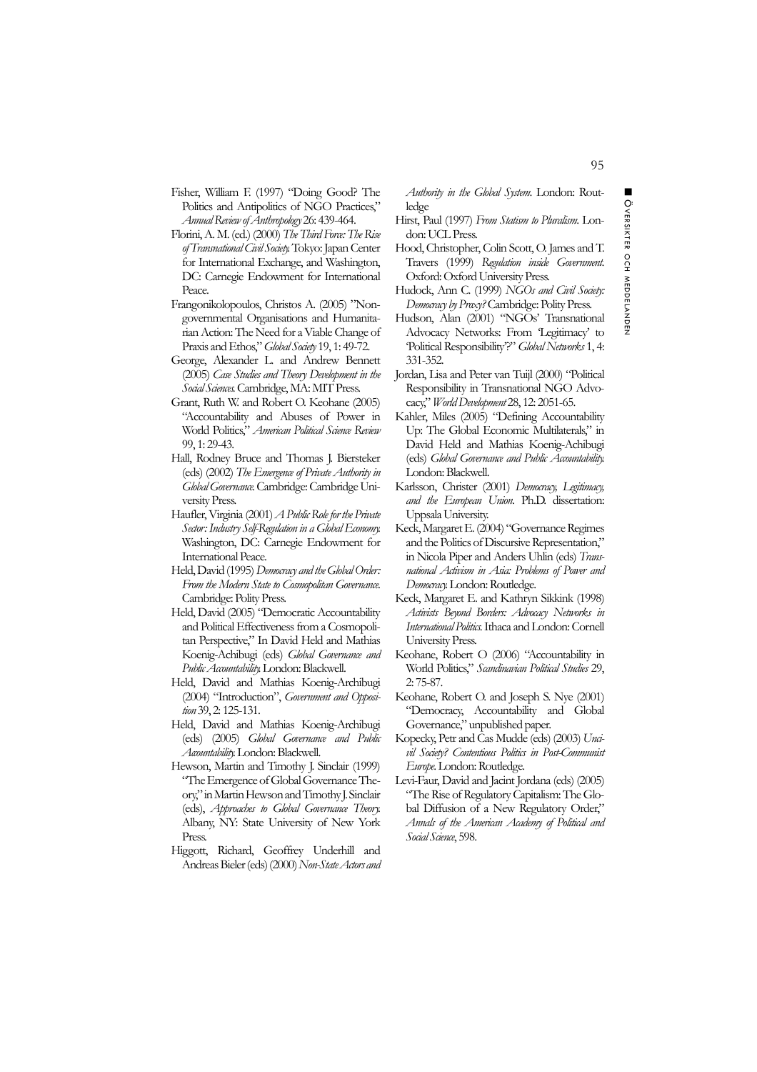Fisher, William F. (1997) "Doing Good? The Politics and Antipolitics of NGO Practices," *Annual Review of Anthropology* 26: 439-464.

Florini, A. M. (ed.) (2000) *The Third Force: The Rise of Transnational Civil Society.* Tokyo: Japan Center for International Exchange, and Washington, DC: Carnegie Endowment for International Peace.

Frangonikolopoulos, Christos A. (2005) "Non-governmental Organisations and Humanitarian Action: The Need for a Viable Change of Praxis and Ethos," *Global Society* 19, 1: 49-72.

George, Alexander L. and Andrew Bennett (2005) *Case Studies and Theory Development in the Social Sciences.* Cambridge, MA: MIT Press.

Grant, Ruth W. and Robert O. Keohane (2005) "Accountability and Abuses of Power in World Politics," *American Political Science Review* 99, 1: 29-43.

Hall, Rodney Bruce and Thomas J. Biersteker (eds) (2002) *The Emergence of Private Authority in Global Governance.* Cambridge: Cambridge University Press.

Haufler, Virginia (2001) *A Public Role for the Private Sector: Industry Self-Regulation in a Global Economy.* Washington, DC: Carnegie Endowment for International Peace.

Held, David (1995) *Democracy and the Global Order: From the Modern State to Cosmopolitan Governance.* Cambridge: Polity Press.

Held, David (2005) "Democratic Accountability and Political Effectiveness from a Cosmopolitan Perspective," In David Held and Mathias Koenig-Achibugi (eds) *Global Governance and Public Accountability.* London: Blackwell.

Held, David and Mathias Koenig-Archibugi (2004) "Introduction", *Government and Opposition* 39, 2: 125-131.

Held, David and Mathias Koenig-Archibugi (eds) (2005) *Global Governance and Public Accountability.* London: Blackwell.

Hewson, Martin and Timothy J. Sinclair (1999) "The Emergence of Global Governance Theory," in Martin Hewson and Timothy J. Sinclair (eds), *Approaches to Global Governance Theory.* Albany, NY: State University of New York Press.

Higgott, Richard, Geoffrey Underhill and Andreas Bieler (eds) (2000) *Non-State Actors and Authority in the Global System.* London: Routledge

Hirst, Paul (1997) *From Statism to Pluralism.* London: UCL Press.

Hood, Christopher, Colin Scott, O. James and T. Travers (1999) *Regulation inside Government.* Oxford: Oxford University Press.

Hudock, Ann C. (1999) *NGOs and Civil Society: Democracy by Proxy?* Cambridge: Polity Press.

Hudson, Alan (2001) "NGOs' Transnational Advocacy Networks: From 'Legitimacy' to 'Political Responsibility'?" *Global Networks* 1, 4: 331-352.

Jordan, Lisa and Peter van Tuijl (2000) "Political Responsibility in Transnational NGO Advocacy," *World Development* 28, 12: 2051-65.

Kahler, Miles (2005) "Defining Accountability Up: The Global Economic Multilaterals," in David Held and Mathias Koenig-Achibugi (eds) *Global Governance and Public Accountability.* London: Blackwell.

Karlsson, Christer (2001) *Democracy, Legitimacy, and the European Union.* Ph.D. dissertation: Uppsala University.

Keck, Margaret E. (2004) "Governance Regimes and the Politics of Discursive Representation," in Nicola Piper and Anders Uhlin (eds) *Transnational Activism in Asia: Problems of Power and Democracy.* London: Routledge.

Keck, Margaret E. and Kathryn Sikkink (1998) *Activists Beyond Borders: Advocacy Networks in International Politics.* Ithaca and London: Cornell University Press.

Keohane, Robert O (2006) "Accountability in World Politics," *Scandinavian Political Studies* 29, 2: 75-87.

Keohane, Robert O. and Joseph S. Nye (2001) "Democracy, Accountability and Global Governance," unpublished paper.

Kopecky, Petr and Cas Mudde (eds) (2003) *Uncivil Society? Contentious Politics in Post-Communist Europe.* London: Routledge.

Levi-Faur, David and Jacint Jordana (eds) (2005) "The Rise of Regulatory Capitalism: The Global Diffusion of a New Regulatory Order," *Annals of the American Academy of Political and Social Science*, 598.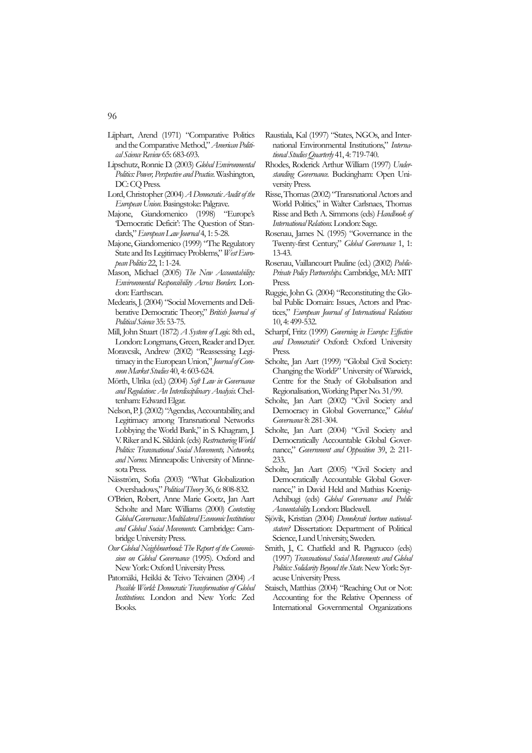Lijphart, Arend (1971) "Comparative Politics and the Comparative Method," *American Political Science Review* 65: 683-693.

Lipschutz, Ronnie D. (2003) *Global Environmental Politics: Power, Perspective and Practice*. Washington, DC: CQ Press.

Lord, Christopher (2004) *A Democratic Audit of the European Union*. Basingstoke: Palgrave.

Majone, Giandomenico (1998) "Europe's 'Democratic Deficit': The Question of Standards," *European Law Journal* 4, 1: 5-28.

Majone, Giandomenico (1999) "The Regulatory State and Its Legitimacy Problems," *West European Politics* 22, 1: 1-24.

Mason, Michael (2005) *The New Accountability: Environmental Responsibility Across Borders*. London: Earthscan.

Medearis, J. (2004) "Social Movements and Deliberative Democratic Theory," *British Journal of Political Science* 35: 53-75.

Mill, John Stuart (1872) *A System of Logic*. 8th ed., London: Longmans, Green, Reader and Dyer.

Moravcsik, Andrew (2002) "Reassessing Legitimacy in the European Union," *Journal of Common Market Studies* 40, 4: 603-624.

Mörth, Ulrika (ed.) (2004) *Soft Law in Governance and Regulation: An Interdisciplinary Analysis*. Cheltenham: Edward Elgar.

Nelson, P. J. (2002) "Agendas, Accountability, and Legitimacy among Transnational Networks Lobbying the World Bank," in S. Khagram, J. V. Riker and K. Sikkink (eds) *Restructuring World Politics: Transnational Social Movements, Networks, and Norms*. Minneapolis: University of Minnesota Press.

Näsström, Sofia (2003) "What Globalization Overshadows," *Political Theory* 36, 6: 808-832.

O'Brien, Robert, Anne Marie Goetz, Jan Aart Scholte and Marc Williams (2000) *Contesting Global Governance: Multilateral Economic Institutions and Global Social Movements*. Cambridge: Cambridge University Press.

*Our Global Neighbourhood: The Report of the Commission on Global Governance* (1995). Oxford and New York: Oxford University Press.

Patomäki, Heikki & Teivo Teivainen (2004) *A Possible World: Democratic Transformation of Global Institutions*. London and New York: Zed Books.

Raustiala, Kal (1997) "States, NGOs, and International Environmental Institutions," *International Studies Quarterly* 41, 4: 719-740.

Rhodes, Roderick Arthur William (1997) *Understanding Governance*. Buckingham: Open University Press.

Risse, Thomas (2002) "Transnational Actors and World Politics," in Walter Carlsnaes, Thomas Risse and Beth A. Simmons (eds) *Handbook of International Relations*. London: Sage.

Rosenau, James N. (1995) "Governance in the Twenty-first Century," *Global Governance* 1, 1: 13-43.

Rosenau, Vaillancourt Pauline (ed.) (2002) *Public-Private Policy Partnerships*. Cambridge, MA: MIT Press.

Ruggie, John G. (2004) "Reconstituting the Global Public Domain: Issues, Actors and Practices," *European Journal of International Relations* 10, 4: 499-532.

Scharpf, Fritz (1999) *Governing in Europe: Effective and Democratic?* Oxford: Oxford University Press.

Scholte, Jan Aart (1999) "Global Civil Society: Changing the World?" University of Warwick, Centre for the Study of Globalisation and Regionalisation, Working Paper No. 31/99.

Scholte, Jan Aart (2002) "Civil Society and Democracy in Global Governance," *Global Governance* 8: 281-304.

Scholte, Jan Aart (2004) "Civil Society and Democratically Accountable Global Governance," *Government and Opposition* 39, 2: 211-233.

Scholte, Jan Aart (2005) "Civil Society and Democratically Accountable Global Governance," in David Held and Mathias Koenig-Achibugi (eds) *Global Governance and Public Accountability*. London: Blackwell.

Sjövik, Kristian (2004) *Demokrati bortom nationalstaten?* Dissertation: Department of Political Science, Lund University, Sweden.

Smith, J., C. Chatfield and R. Pagnucco (eds) (1997) *Transnational Social Movements and Global Politics: Solidarity Beyond the State*. New York: Syracuse University Press.

Staisch, Matthias (2004) "Reaching Out or Not: Accounting for the Relative Openness of International Governmental Organizations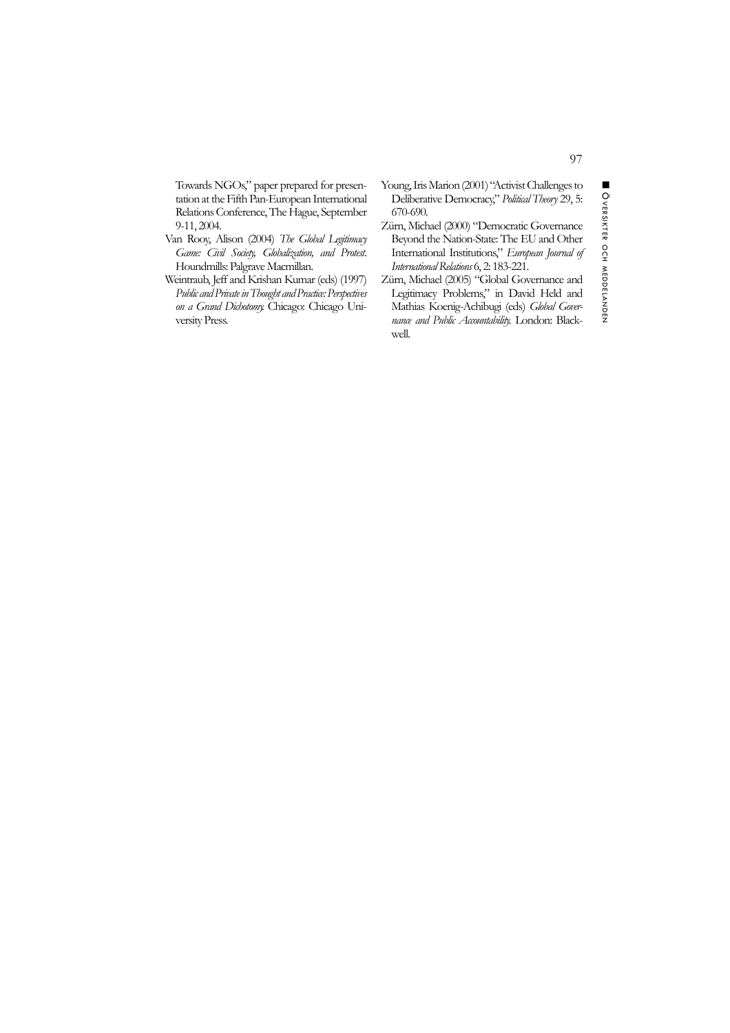Towards NGOs," paper prepared for presentation at the Fifth Pan-European International Relations Conference, The Hague, September 9-11, 2004.

Van Rooy, Alison (2004) *The Global Legitimacy Game: Civil Society, Globalization, and Protest*. Houndmills: Palgrave Macmillan.

Weintraub, Jeff and Krishan Kumar (eds) (1997) *Public and Private in Thought and Practice: Perspectives on a Grand Dichotomy.* Chicago: Chicago University Press.

Young, Iris Marion (2001) "Activist Challenges to Deliberative Democracy," *Political Theory* 29, 5: 670-690.

Zürn, Michael (2000) "Democratic Governance Beyond the Nation-State: The EU and Other International Institutions," *European Journal of International Relations* 6, 2: 183-221.

Zürn, Michael (2005) "Global Governance and Legitimacy Problems," in David Held and Mathias Koenig-Achibugi (eds) *Global Governance and Public Accountability.* London: Blackwell.